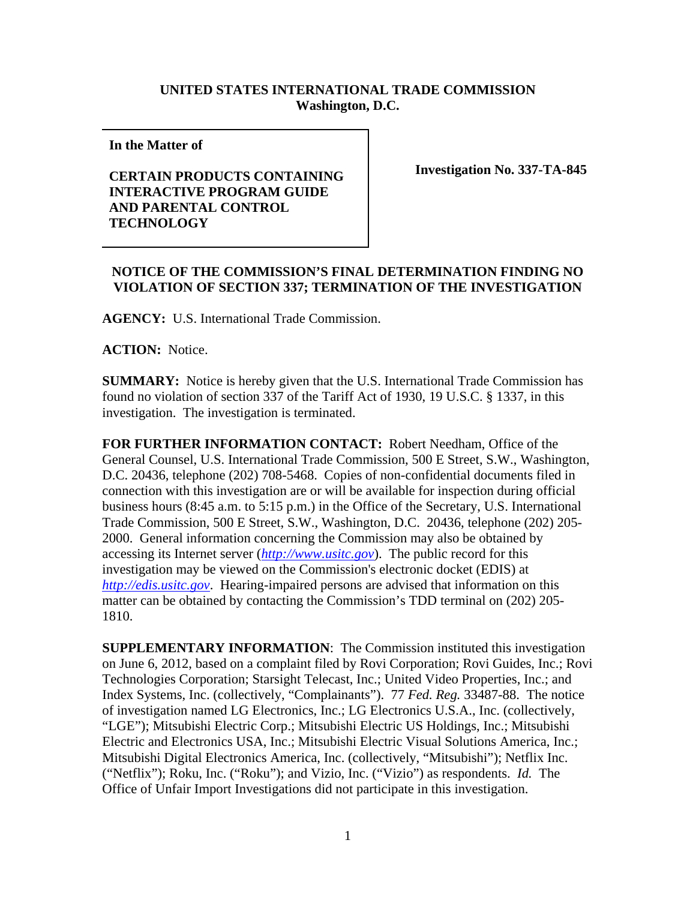**UNITED STATES INTERNATIONAL TRADE COMMISSION**
**Washington, D.C.**

| **In the Matter of**<br><br>**CERTAIN PRODUCTS CONTAINING INTERACTIVE PROGRAM GUIDE AND PARENTAL CONTROL TECHNOLOGY** | **Investigation No. 337-TA-845** |
|---|---|

**NOTICE OF THE COMMISSION'S FINAL DETERMINATION FINDING NO VIOLATION OF SECTION 337; TERMINATION OF THE INVESTIGATION**

**AGENCY:** U.S. International Trade Commission.

**ACTION:** Notice.

**SUMMARY:** Notice is hereby given that the U.S. International Trade Commission has found no violation of section 337 of the Tariff Act of 1930, 19 U.S.C. § 1337, in this investigation. The investigation is terminated.

**FOR FURTHER INFORMATION CONTACT:** Robert Needham, Office of the General Counsel, U.S. International Trade Commission, 500 E Street, S.W., Washington, D.C. 20436, telephone (202) 708-5468. Copies of non-confidential documents filed in connection with this investigation are or will be available for inspection during official business hours (8:45 a.m. to 5:15 p.m.) in the Office of the Secretary, U.S. International Trade Commission, 500 E Street, S.W., Washington, D.C. 20436, telephone (202) 205-2000. General information concerning the Commission may also be obtained by accessing its Internet server (*http://www.usitc.gov*). The public record for this investigation may be viewed on the Commission's electronic docket (EDIS) at *http://edis.usitc.gov*. Hearing-impaired persons are advised that information on this matter can be obtained by contacting the Commission's TDD terminal on (202) 205-1810.

**SUPPLEMENTARY INFORMATION**: The Commission instituted this investigation on June 6, 2012, based on a complaint filed by Rovi Corporation; Rovi Guides, Inc.; Rovi Technologies Corporation; Starsight Telecast, Inc.; United Video Properties, Inc.; and Index Systems, Inc. (collectively, "Complainants"). 77 *Fed. Reg.* 33487-88. The notice of investigation named LG Electronics, Inc.; LG Electronics U.S.A., Inc. (collectively, "LGE"); Mitsubishi Electric Corp.; Mitsubishi Electric US Holdings, Inc.; Mitsubishi Electric and Electronics USA, Inc.; Mitsubishi Electric Visual Solutions America, Inc.; Mitsubishi Digital Electronics America, Inc. (collectively, "Mitsubishi"); Netflix Inc. ("Netflix"); Roku, Inc. ("Roku"); and Vizio, Inc. ("Vizio") as respondents. *Id.* The Office of Unfair Import Investigations did not participate in this investigation.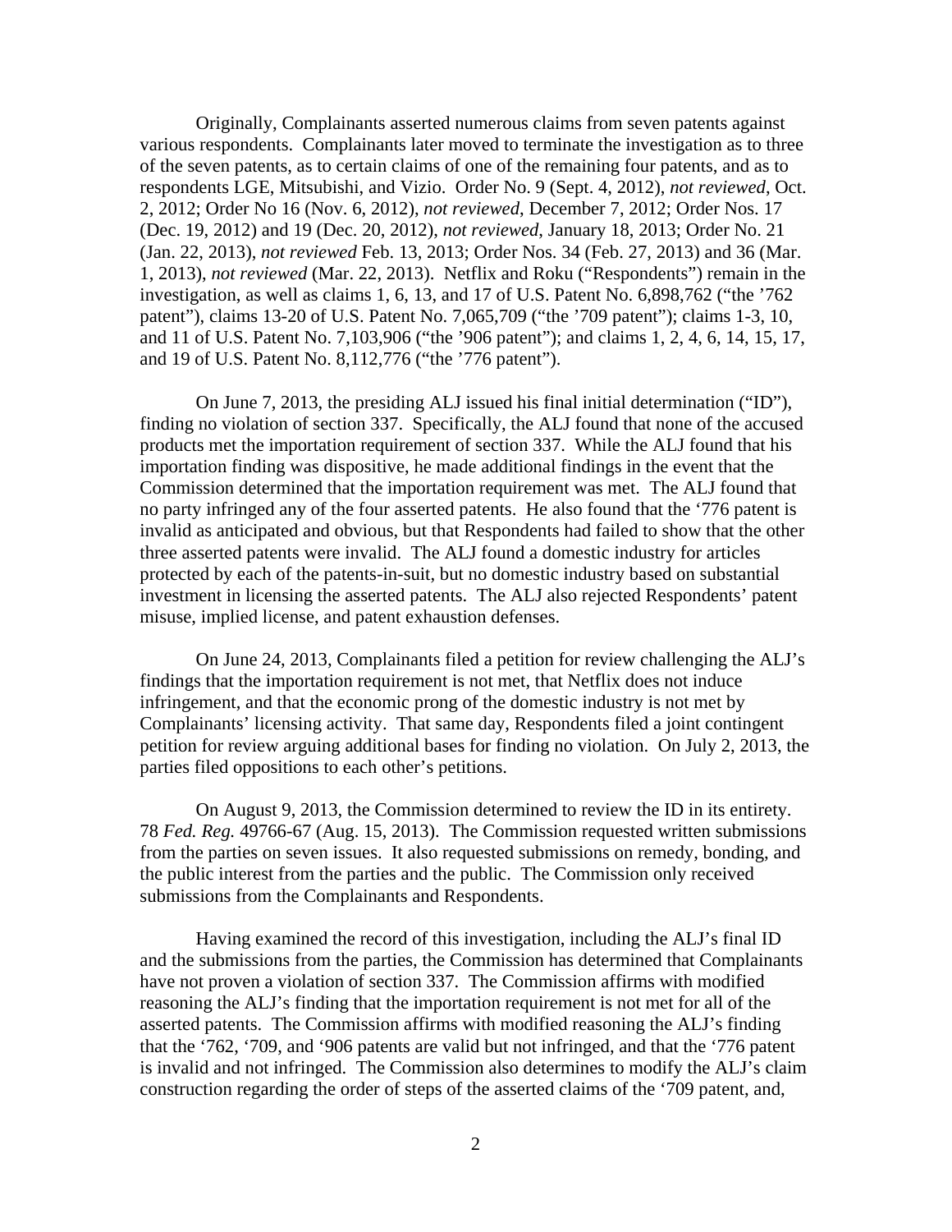Originally, Complainants asserted numerous claims from seven patents against various respondents. Complainants later moved to terminate the investigation as to three of the seven patents, as to certain claims of one of the remaining four patents, and as to respondents LGE, Mitsubishi, and Vizio. Order No. 9 (Sept. 4, 2012), *not reviewed*, Oct. 2, 2012; Order No 16 (Nov. 6, 2012), *not reviewed*, December 7, 2012; Order Nos. 17 (Dec. 19, 2012) and 19 (Dec. 20, 2012), *not reviewed*, January 18, 2013; Order No. 21 (Jan. 22, 2013), *not reviewed* Feb. 13, 2013; Order Nos. 34 (Feb. 27, 2013) and 36 (Mar. 1, 2013), *not reviewed* (Mar. 22, 2013). Netflix and Roku ("Respondents") remain in the investigation, as well as claims 1, 6, 13, and 17 of U.S. Patent No. 6,898,762 ("the '762 patent"), claims 13-20 of U.S. Patent No. 7,065,709 ("the '709 patent"); claims 1-3, 10, and 11 of U.S. Patent No. 7,103,906 ("the '906 patent"); and claims 1, 2, 4, 6, 14, 15, 17, and 19 of U.S. Patent No. 8,112,776 ("the '776 patent").

On June 7, 2013, the presiding ALJ issued his final initial determination ("ID"), finding no violation of section 337. Specifically, the ALJ found that none of the accused products met the importation requirement of section 337. While the ALJ found that his importation finding was dispositive, he made additional findings in the event that the Commission determined that the importation requirement was met. The ALJ found that no party infringed any of the four asserted patents. He also found that the '776 patent is invalid as anticipated and obvious, but that Respondents had failed to show that the other three asserted patents were invalid. The ALJ found a domestic industry for articles protected by each of the patents-in-suit, but no domestic industry based on substantial investment in licensing the asserted patents. The ALJ also rejected Respondents' patent misuse, implied license, and patent exhaustion defenses.

On June 24, 2013, Complainants filed a petition for review challenging the ALJ's findings that the importation requirement is not met, that Netflix does not induce infringement, and that the economic prong of the domestic industry is not met by Complainants' licensing activity. That same day, Respondents filed a joint contingent petition for review arguing additional bases for finding no violation. On July 2, 2013, the parties filed oppositions to each other's petitions.

On August 9, 2013, the Commission determined to review the ID in its entirety. 78 *Fed. Reg.* 49766-67 (Aug. 15, 2013). The Commission requested written submissions from the parties on seven issues. It also requested submissions on remedy, bonding, and the public interest from the parties and the public. The Commission only received submissions from the Complainants and Respondents.

Having examined the record of this investigation, including the ALJ's final ID and the submissions from the parties, the Commission has determined that Complainants have not proven a violation of section 337. The Commission affirms with modified reasoning the ALJ's finding that the importation requirement is not met for all of the asserted patents. The Commission affirms with modified reasoning the ALJ's finding that the '762, '709, and '906 patents are valid but not infringed, and that the '776 patent is invalid and not infringed. The Commission also determines to modify the ALJ's claim construction regarding the order of steps of the asserted claims of the '709 patent, and,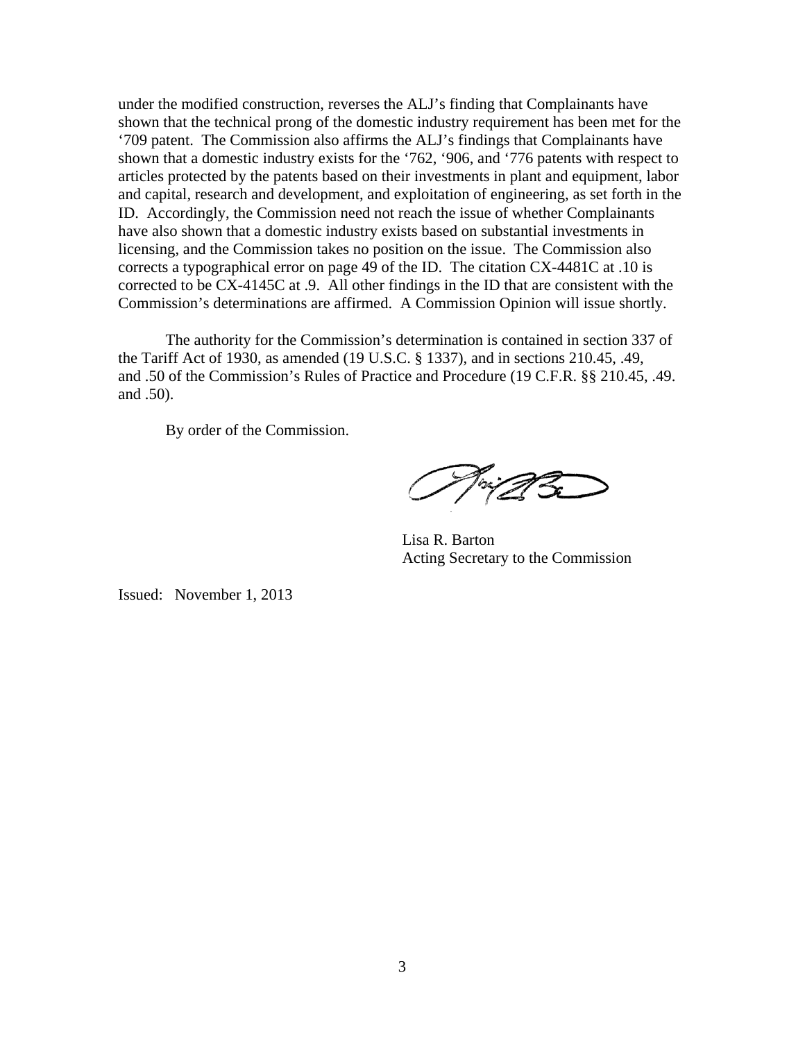under the modified construction, reverses the ALJ's finding that Complainants have shown that the technical prong of the domestic industry requirement has been met for the '709 patent. The Commission also affirms the ALJ's findings that Complainants have shown that a domestic industry exists for the '762, '906, and '776 patents with respect to articles protected by the patents based on their investments in plant and equipment, labor and capital, research and development, and exploitation of engineering, as set forth in the ID. Accordingly, the Commission need not reach the issue of whether Complainants have also shown that a domestic industry exists based on substantial investments in licensing, and the Commission takes no position on the issue. The Commission also corrects a typographical error on page 49 of the ID. The citation CX-4481C at .10 is corrected to be CX-4145C at .9. All other findings in the ID that are consistent with the Commission's determinations are affirmed. A Commission Opinion will issue shortly.

The authority for the Commission's determination is contained in section 337 of the Tariff Act of 1930, as amended (19 U.S.C. § 1337), and in sections 210.45, .49, and .50 of the Commission's Rules of Practice and Procedure (19 C.F.R. §§ 210.45, .49. and .50).

By order of the Commission.

Lisa R. Barton
Acting Secretary to the Commission

Issued: November 1, 2013